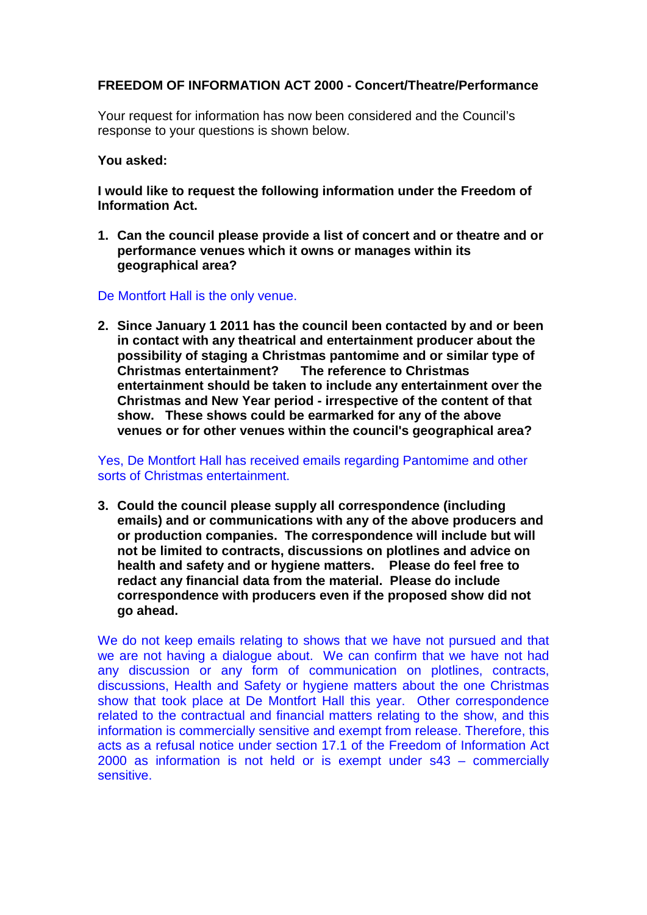**FREEDOM OF INFORMATION ACT 2000 - Concert/Theatre/Performance**

Your request for information has now been considered and the Council's response to your questions is shown below.

**You asked:**

**I would like to request the following information under the Freedom of Information Act.**

1. **Can the council please provide a list of concert and or theatre and or performance venues which it owns or manages within its geographical area?**

De Montfort Hall is the only venue.

2. **Since January 1 2011 has the council been contacted by and or been in contact with any theatrical and entertainment producer about the possibility of staging a Christmas pantomime and or similar type of Christmas entertainment? The reference to Christmas entertainment should be taken to include any entertainment over the Christmas and New Year period - irrespective of the content of that show. These shows could be earmarked for any of the above venues or for other venues within the council's geographical area?**

Yes, De Montfort Hall has received emails regarding Pantomime and other sorts of Christmas entertainment.

3. **Could the council please supply all correspondence (including emails) and or communications with any of the above producers and or production companies. The correspondence will include but will not be limited to contracts, discussions on plotlines and advice on health and safety and or hygiene matters. Please do feel free to redact any financial data from the material. Please do include correspondence with producers even if the proposed show did not go ahead.**

We do not keep emails relating to shows that we have not pursued and that we are not having a dialogue about. We can confirm that we have not had any discussion or any form of communication on plotlines, contracts, discussions, Health and Safety or hygiene matters about the one Christmas show that took place at De Montfort Hall this year. Other correspondence related to the contractual and financial matters relating to the show, and this information is commercially sensitive and exempt from release. Therefore, this acts as a refusal notice under section 17.1 of the Freedom of Information Act 2000 as information is not held or is exempt under s43 – commercially sensitive.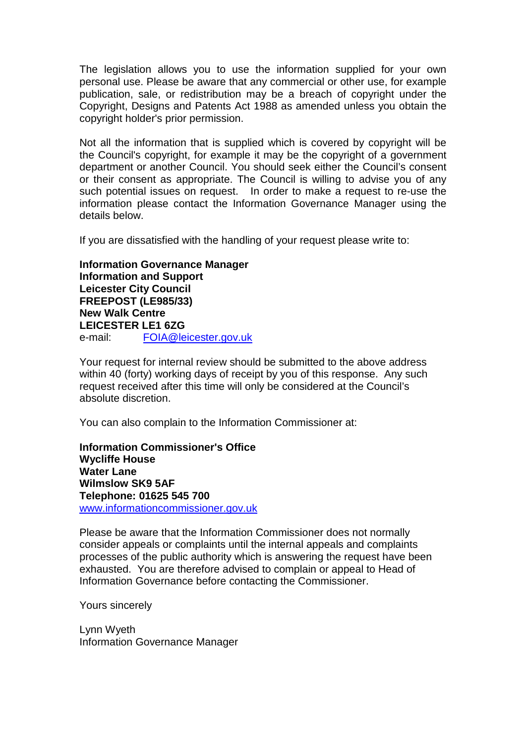The legislation allows you to use the information supplied for your own personal use. Please be aware that any commercial or other use, for example publication, sale, or redistribution may be a breach of copyright under the Copyright, Designs and Patents Act 1988 as amended unless you obtain the copyright holder's prior permission.

Not all the information that is supplied which is covered by copyright will be the Council's copyright, for example it may be the copyright of a government department or another Council. You should seek either the Council's consent or their consent as appropriate. The Council is willing to advise you of any such potential issues on request. In order to make a request to re-use the information please contact the Information Governance Manager using the details below.

If you are dissatisfied with the handling of your request please write to:

**Information Governance Manager**
**Information and Support**
**Leicester City Council**
**FREEPOST (LE985/33)**
**New Walk Centre**
**LEICESTER LE1 6ZG**
e-mail: FOIA@leicester.gov.uk

Your request for internal review should be submitted to the above address within 40 (forty) working days of receipt by you of this response. Any such request received after this time will only be considered at the Council's absolute discretion.

You can also complain to the Information Commissioner at:

**Information Commissioner's Office**
**Wycliffe House**
**Water Lane**
**Wilmslow SK9 5AF**
**Telephone: 01625 545 700**
www.informationcommissioner.gov.uk

Please be aware that the Information Commissioner does not normally consider appeals or complaints until the internal appeals and complaints processes of the public authority which is answering the request have been exhausted. You are therefore advised to complain or appeal to Head of Information Governance before contacting the Commissioner.

Yours sincerely

Lynn Wyeth
Information Governance Manager